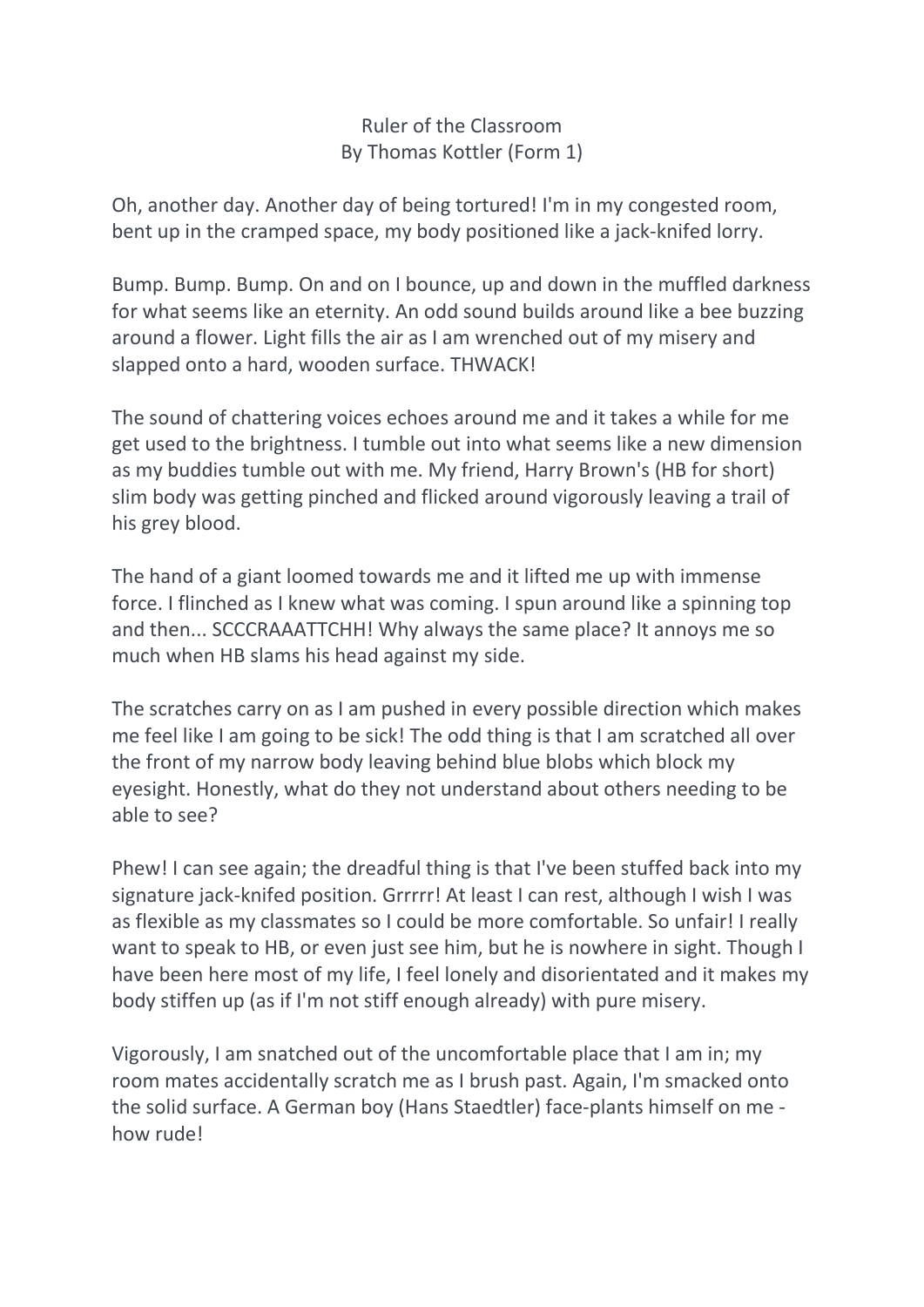# Ruler of the Classroom

By Thomas Kottler (Form 1)

Oh, another day. Another day of being tortured! I'm in my congested room, bent up in the cramped space, my body positioned like a jack-knifed lorry.

Bump. Bump. Bump. On and on I bounce, up and down in the muffled darkness for what seems like an eternity. An odd sound builds around like a bee buzzing around a flower. Light fills the air as I am wrenched out of my misery and slapped onto a hard, wooden surface. THWACK!

The sound of chattering voices echoes around me and it takes a while for me get used to the brightness. I tumble out into what seems like a new dimension as my buddies tumble out with me. My friend, Harry Brown's (HB for short) slim body was getting pinched and flicked around vigorously leaving a trail of his grey blood.

The hand of a giant loomed towards me and it lifted me up with immense force. I flinched as I knew what was coming. I spun around like a spinning top and then... SCCCRAAATTCHH! Why always the same place? It annoys me so much when HB slams his head against my side.

The scratches carry on as I am pushed in every possible direction which makes me feel like I am going to be sick! The odd thing is that I am scratched all over the front of my narrow body leaving behind blue blobs which block my eyesight. Honestly, what do they not understand about others needing to be able to see?

Phew! I can see again; the dreadful thing is that I've been stuffed back into my signature jack-knifed position. Grrrrr! At least I can rest, although I wish I was as flexible as my classmates so I could be more comfortable. So unfair! I really want to speak to HB, or even just see him, but he is nowhere in sight. Though I have been here most of my life, I feel lonely and disorientated and it makes my body stiffen up (as if I'm not stiff enough already) with pure misery.

Vigorously, I am snatched out of the uncomfortable place that I am in; my room mates accidentally scratch me as I brush past. Again, I'm smacked onto the solid surface. A German boy (Hans Staedtler) face-plants himself on me - how rude!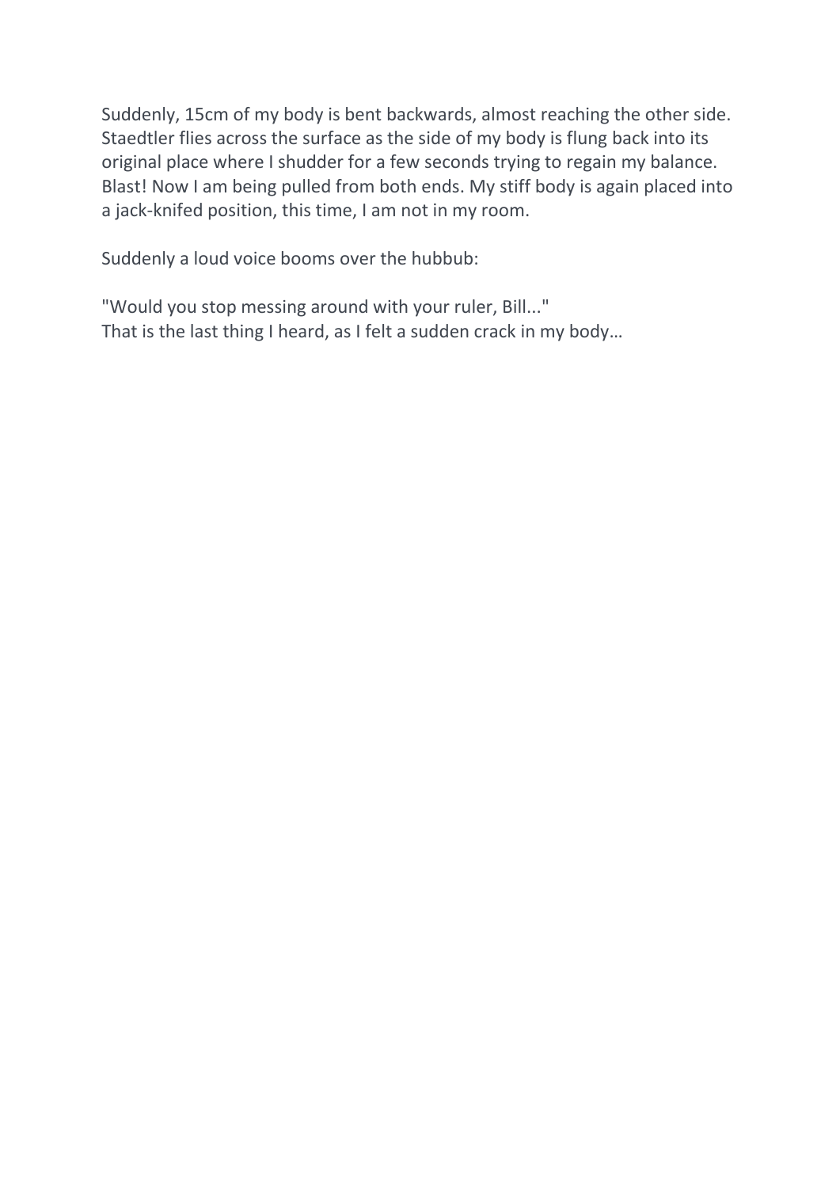Suddenly, 15cm of my body is bent backwards, almost reaching the other side. Staedtler flies across the surface as the side of my body is flung back into its original place where I shudder for a few seconds trying to regain my balance. Blast! Now I am being pulled from both ends. My stiff body is again placed into a jack-knifed position, this time, I am not in my room.

Suddenly a loud voice booms over the hubbub:

"Would you stop messing around with your ruler, Bill..."
That is the last thing I heard, as I felt a sudden crack in my body…